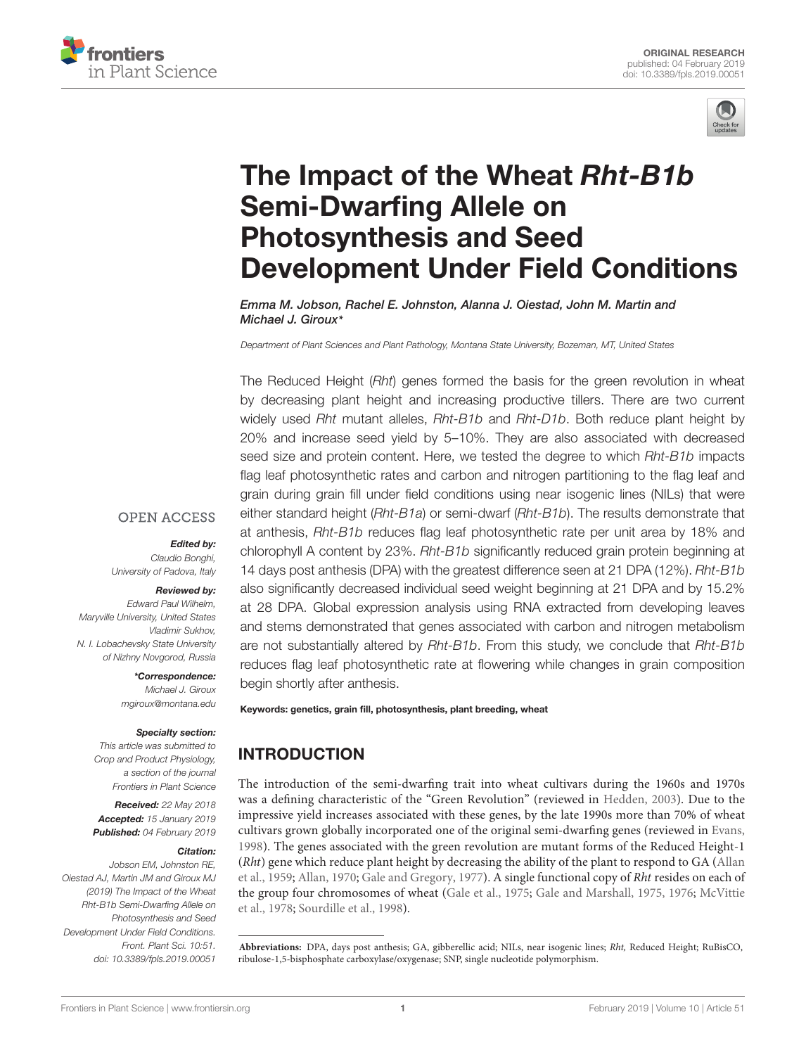ORIGINAL RESEARCH
published: 04 February 2019
doi: 10.3389/fpls.2019.00051

# The Impact of the Wheat *Rht-B1b* Semi-Dwarfing Allele on Photosynthesis and Seed Development Under Field Conditions

*Emma M. Jobson, Rachel E. Johnston, Alanna J. Oiestad, John M. Martin and Michael J. Giroux\**

*Department of Plant Sciences and Plant Pathology, Montana State University, Bozeman, MT, United States*

The Reduced Height (*Rht*) genes formed the basis for the green revolution in wheat by decreasing plant height and increasing productive tillers. There are two current widely used *Rht* mutant alleles, *Rht-B1b* and *Rht-D1b*. Both reduce plant height by 20% and increase seed yield by 5–10%. They are also associated with decreased seed size and protein content. Here, we tested the degree to which *Rht-B1b* impacts flag leaf photosynthetic rates and carbon and nitrogen partitioning to the flag leaf and grain during grain fill under field conditions using near isogenic lines (NILs) that were either standard height (*Rht-B1a*) or semi-dwarf (*Rht-B1b*). The results demonstrate that at anthesis, *Rht-B1b* reduces flag leaf photosynthetic rate per unit area by 18% and chlorophyll A content by 23%. *Rht-B1b* significantly reduced grain protein beginning at 14 days post anthesis (DPA) with the greatest difference seen at 21 DPA (12%). *Rht-B1b* also significantly decreased individual seed weight beginning at 21 DPA and by 15.2% at 28 DPA. Global expression analysis using RNA extracted from developing leaves and stems demonstrated that genes associated with carbon and nitrogen metabolism are not substantially altered by *Rht-B1b*. From this study, we conclude that *Rht-B1b* reduces flag leaf photosynthetic rate at flowering while changes in grain composition begin shortly after anthesis.

**Keywords: genetics, grain fill, photosynthesis, plant breeding, wheat**

OPEN ACCESS

***Edited by:***
*Claudio Bonghi,*
*University of Padova, Italy*

***Reviewed by:***
*Edward Paul Wilhelm,*
*Maryville University, United States*
*Vladimir Sukhov,*
*N. I. Lobachevsky State University of Nizhny Novgorod, Russia*

***\*Correspondence:***
*Michael J. Giroux*
*mgiroux@montana.edu*

***Specialty section:***
*This article was submitted to Crop and Product Physiology, a section of the journal Frontiers in Plant Science*

***Received:*** *22 May 2018*
***Accepted:*** *15 January 2019*
***Published:*** *04 February 2019*

***Citation:***
*Jobson EM, Johnston RE, Oiestad AJ, Martin JM and Giroux MJ (2019) The Impact of the Wheat Rht-B1b Semi-Dwarfing Allele on Photosynthesis and Seed Development Under Field Conditions. Front. Plant Sci. 10:51. doi: 10.3389/fpls.2019.00051*

## INTRODUCTION

The introduction of the semi-dwarfing trait into wheat cultivars during the 1960s and 1970s was a defining characteristic of the "Green Revolution" (reviewed in Hedden, 2003). Due to the impressive yield increases associated with these genes, by the late 1990s more than 70% of wheat cultivars grown globally incorporated one of the original semi-dwarfing genes (reviewed in Evans, 1998). The genes associated with the green revolution are mutant forms of the Reduced Height-1 (*Rht*) gene which reduce plant height by decreasing the ability of the plant to respond to GA (Allan et al., 1959; Allan, 1970; Gale and Gregory, 1977). A single functional copy of *Rht* resides on each of the group four chromosomes of wheat (Gale et al., 1975; Gale and Marshall, 1975, 1976; McVittie et al., 1978; Sourdille et al., 1998).

**Abbreviations:** DPA, days post anthesis; GA, gibberellic acid; NILs, near isogenic lines; *Rht,* Reduced Height; RuBisCO, ribulose-1,5-bisphosphate carboxylase/oxygenase; SNP, single nucleotide polymorphism.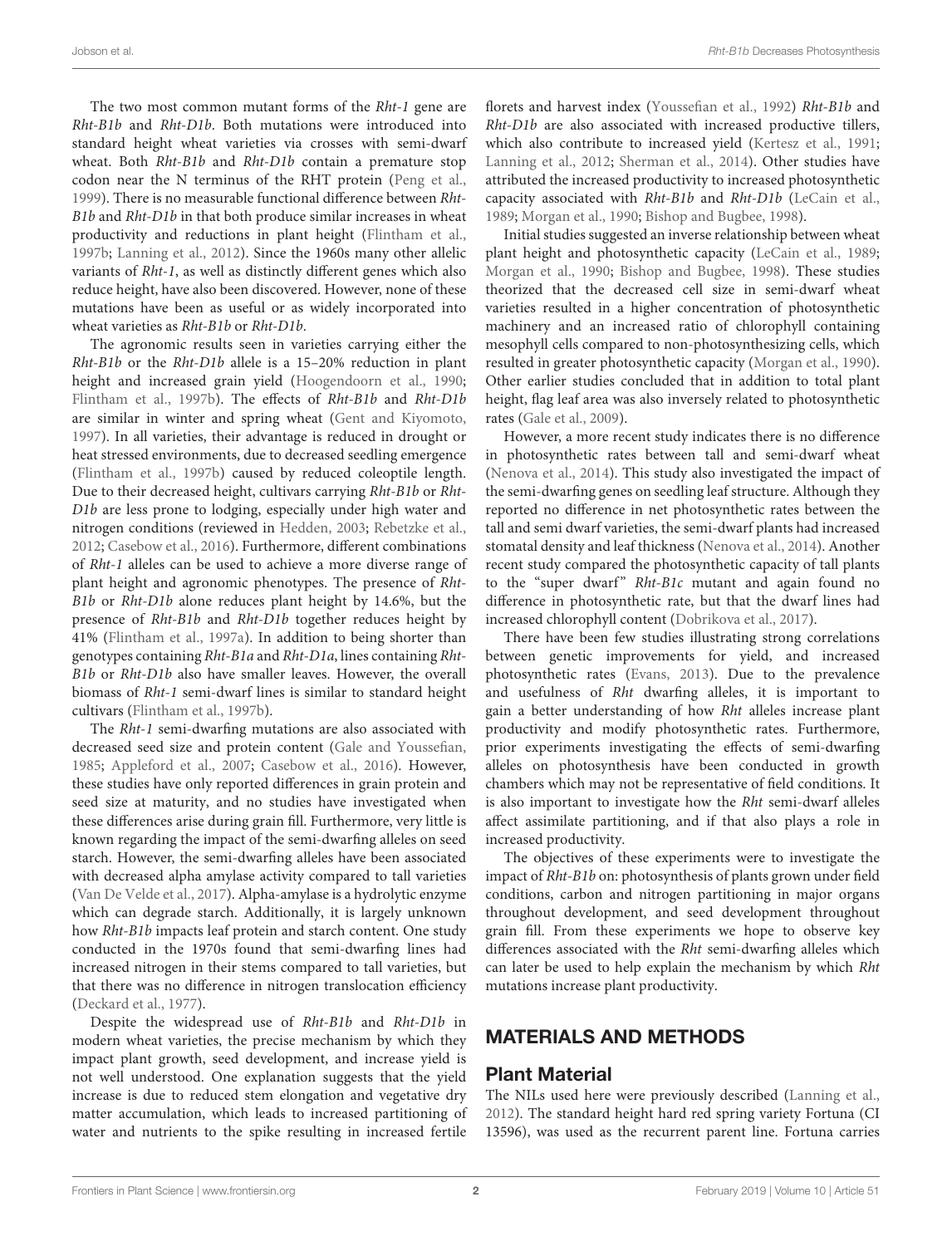The two most common mutant forms of the *Rht-1* gene are *Rht-B1b* and *Rht-D1b*. Both mutations were introduced into standard height wheat varieties via crosses with semi-dwarf wheat. Both *Rht-B1b* and *Rht-D1b* contain a premature stop codon near the N terminus of the RHT protein (Peng et al., 1999). There is no measurable functional difference between *Rht-B1b* and *Rht-D1b* in that both produce similar increases in wheat productivity and reductions in plant height (Flintham et al., 1997b; Lanning et al., 2012). Since the 1960s many other allelic variants of *Rht-1*, as well as distinctly different genes which also reduce height, have also been discovered. However, none of these mutations have been as useful or as widely incorporated into wheat varieties as *Rht-B1b* or *Rht-D1b*.

The agronomic results seen in varieties carrying either the *Rht-B1b* or the *Rht-D1b* allele is a 15–20% reduction in plant height and increased grain yield (Hoogendoorn et al., 1990; Flintham et al., 1997b). The effects of *Rht-B1b* and *Rht-D1b* are similar in winter and spring wheat (Gent and Kiyomoto, 1997). In all varieties, their advantage is reduced in drought or heat stressed environments, due to decreased seedling emergence (Flintham et al., 1997b) caused by reduced coleoptile length. Due to their decreased height, cultivars carrying *Rht-B1b* or *Rht-D1b* are less prone to lodging, especially under high water and nitrogen conditions (reviewed in Hedden, 2003; Rebetzke et al., 2012; Casebow et al., 2016). Furthermore, different combinations of *Rht-1* alleles can be used to achieve a more diverse range of plant height and agronomic phenotypes. The presence of *Rht-B1b* or *Rht-D1b* alone reduces plant height by 14.6%, but the presence of *Rht-B1b* and *Rht-D1b* together reduces height by 41% (Flintham et al., 1997a). In addition to being shorter than genotypes containing *Rht-B1a* and *Rht-D1a*, lines containing *Rht-B1b* or *Rht-D1b* also have smaller leaves. However, the overall biomass of *Rht-1* semi-dwarf lines is similar to standard height cultivars (Flintham et al., 1997b).

The *Rht-1* semi-dwarfing mutations are also associated with decreased seed size and protein content (Gale and Youssefian, 1985; Appleford et al., 2007; Casebow et al., 2016). However, these studies have only reported differences in grain protein and seed size at maturity, and no studies have investigated when these differences arise during grain fill. Furthermore, very little is known regarding the impact of the semi-dwarfing alleles on seed starch. However, the semi-dwarfing alleles have been associated with decreased alpha amylase activity compared to tall varieties (Van De Velde et al., 2017). Alpha-amylase is a hydrolytic enzyme which can degrade starch. Additionally, it is largely unknown how *Rht-B1b* impacts leaf protein and starch content. One study conducted in the 1970s found that semi-dwarfing lines had increased nitrogen in their stems compared to tall varieties, but that there was no difference in nitrogen translocation efficiency (Deckard et al., 1977).

Despite the widespread use of *Rht-B1b* and *Rht-D1b* in modern wheat varieties, the precise mechanism by which they impact plant growth, seed development, and increase yield is not well understood. One explanation suggests that the yield increase is due to reduced stem elongation and vegetative dry matter accumulation, which leads to increased partitioning of water and nutrients to the spike resulting in increased fertile florets and harvest index (Youssefian et al., 1992) *Rht-B1b* and *Rht-D1b* are also associated with increased productive tillers, which also contribute to increased yield (Kertesz et al., 1991; Lanning et al., 2012; Sherman et al., 2014). Other studies have attributed the increased productivity to increased photosynthetic capacity associated with *Rht-B1b* and *Rht-D1b* (LeCain et al., 1989; Morgan et al., 1990; Bishop and Bugbee, 1998).

Initial studies suggested an inverse relationship between wheat plant height and photosynthetic capacity (LeCain et al., 1989; Morgan et al., 1990; Bishop and Bugbee, 1998). These studies theorized that the decreased cell size in semi-dwarf wheat varieties resulted in a higher concentration of photosynthetic machinery and an increased ratio of chlorophyll containing mesophyll cells compared to non-photosynthesizing cells, which resulted in greater photosynthetic capacity (Morgan et al., 1990). Other earlier studies concluded that in addition to total plant height, flag leaf area was also inversely related to photosynthetic rates (Gale et al., 2009).

However, a more recent study indicates there is no difference in photosynthetic rates between tall and semi-dwarf wheat (Nenova et al., 2014). This study also investigated the impact of the semi-dwarfing genes on seedling leaf structure. Although they reported no difference in net photosynthetic rates between the tall and semi dwarf varieties, the semi-dwarf plants had increased stomatal density and leaf thickness (Nenova et al., 2014). Another recent study compared the photosynthetic capacity of tall plants to the "super dwarf" *Rht-B1c* mutant and again found no difference in photosynthetic rate, but that the dwarf lines had increased chlorophyll content (Dobrikova et al., 2017).

There have been few studies illustrating strong correlations between genetic improvements for yield, and increased photosynthetic rates (Evans, 2013). Due to the prevalence and usefulness of *Rht* dwarfing alleles, it is important to gain a better understanding of how *Rht* alleles increase plant productivity and modify photosynthetic rates. Furthermore, prior experiments investigating the effects of semi-dwarfing alleles on photosynthesis have been conducted in growth chambers which may not be representative of field conditions. It is also important to investigate how the *Rht* semi-dwarf alleles affect assimilate partitioning, and if that also plays a role in increased productivity.

The objectives of these experiments were to investigate the impact of *Rht-B1b* on: photosynthesis of plants grown under field conditions, carbon and nitrogen partitioning in major organs throughout development, and seed development throughout grain fill. From these experiments we hope to observe key differences associated with the *Rht* semi-dwarfing alleles which can later be used to help explain the mechanism by which *Rht* mutations increase plant productivity.

## MATERIALS AND METHODS

### Plant Material

The NILs used here were previously described (Lanning et al., 2012). The standard height hard red spring variety Fortuna (CI 13596), was used as the recurrent parent line. Fortuna carries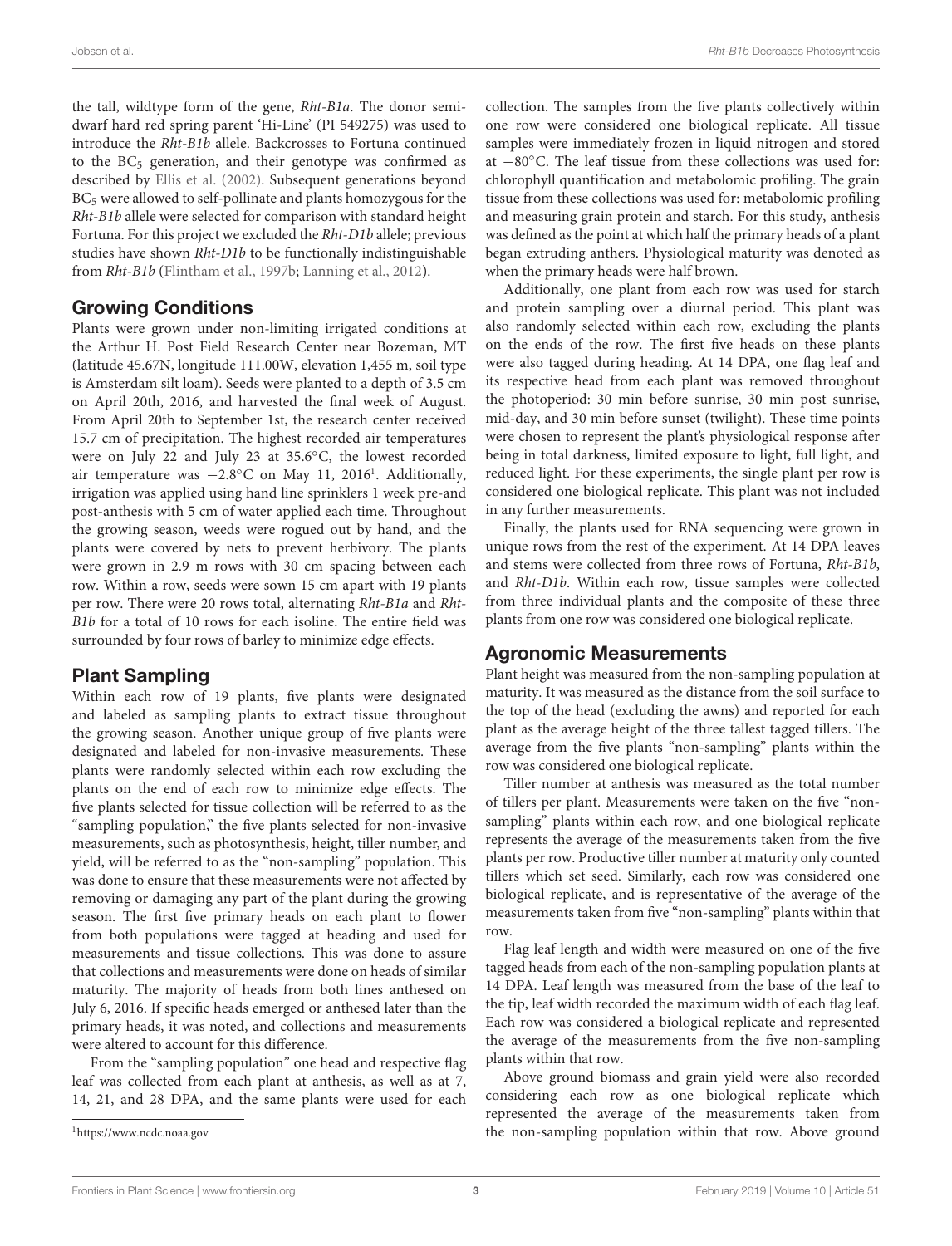the tall, wildtype form of the gene, *Rht-B1a*. The donor semi-dwarf hard red spring parent 'Hi-Line' (PI 549275) was used to introduce the *Rht-B1b* allele. Backcrosses to Fortuna continued to the $BC_5$ generation, and their genotype was confirmed as described by Ellis et al. (2002). Subsequent generations beyond $BC_5$ were allowed to self-pollinate and plants homozygous for the *Rht-B1b* allele were selected for comparison with standard height Fortuna. For this project we excluded the *Rht-D1b* allele; previous studies have shown *Rht-D1b* to be functionally indistinguishable from *Rht-B1b* (Flintham et al., 1997b; Lanning et al., 2012).

## Growing Conditions

Plants were grown under non-limiting irrigated conditions at the Arthur H. Post Field Research Center near Bozeman, MT (latitude 45.67N, longitude 111.00W, elevation 1,455 m, soil type is Amsterdam silt loam). Seeds were planted to a depth of 3.5 cm on April 20th, 2016, and harvested the final week of August. From April 20th to September 1st, the research center received 15.7 cm of precipitation. The highest recorded air temperatures were on July 22 and July 23 at 35.6°C, the lowest recorded air temperature was −2.8°C on May 11, 2016[1]. Additionally, irrigation was applied using hand line sprinklers 1 week pre-and post-anthesis with 5 cm of water applied each time. Throughout the growing season, weeds were rogued out by hand, and the plants were covered by nets to prevent herbivory. The plants were grown in 2.9 m rows with 30 cm spacing between each row. Within a row, seeds were sown 15 cm apart with 19 plants per row. There were 20 rows total, alternating *Rht-B1a* and *Rht-B1b* for a total of 10 rows for each isoline. The entire field was surrounded by four rows of barley to minimize edge effects.

## Plant Sampling

Within each row of 19 plants, five plants were designated and labeled as sampling plants to extract tissue throughout the growing season. Another unique group of five plants were designated and labeled for non-invasive measurements. These plants were randomly selected within each row excluding the plants on the end of each row to minimize edge effects. The five plants selected for tissue collection will be referred to as the "sampling population," the five plants selected for non-invasive measurements, such as photosynthesis, height, tiller number, and yield, will be referred to as the "non-sampling" population. This was done to ensure that these measurements were not affected by removing or damaging any part of the plant during the growing season. The first five primary heads on each plant to flower from both populations were tagged at heading and used for measurements and tissue collections. This was done to assure that collections and measurements were done on heads of similar maturity. The majority of heads from both lines anthesed on July 6, 2016. If specific heads emerged or anthesed later than the primary heads, it was noted, and collections and measurements were altered to account for this difference.

From the "sampling population" one head and respective flag leaf was collected from each plant at anthesis, as well as at 7, 14, 21, and 28 DPA, and the same plants were used for each collection. The samples from the five plants collectively within one row were considered one biological replicate. All tissue samples were immediately frozen in liquid nitrogen and stored at −80°C. The leaf tissue from these collections was used for: chlorophyll quantification and metabolomic profiling. The grain tissue from these collections was used for: metabolomic profiling and measuring grain protein and starch. For this study, anthesis was defined as the point at which half the primary heads of a plant began extruding anthers. Physiological maturity was denoted as when the primary heads were half brown.

Additionally, one plant from each row was used for starch and protein sampling over a diurnal period. This plant was also randomly selected within each row, excluding the plants on the ends of the row. The first five heads on these plants were also tagged during heading. At 14 DPA, one flag leaf and its respective head from each plant was removed throughout the photoperiod: 30 min before sunrise, 30 min post sunrise, mid-day, and 30 min before sunset (twilight). These time points were chosen to represent the plant's physiological response after being in total darkness, limited exposure to light, full light, and reduced light. For these experiments, the single plant per row is considered one biological replicate. This plant was not included in any further measurements.

Finally, the plants used for RNA sequencing were grown in unique rows from the rest of the experiment. At 14 DPA leaves and stems were collected from three rows of Fortuna, *Rht-B1b*, and *Rht-D1b*. Within each row, tissue samples were collected from three individual plants and the composite of these three plants from one row was considered one biological replicate.

## Agronomic Measurements

Plant height was measured from the non-sampling population at maturity. It was measured as the distance from the soil surface to the top of the head (excluding the awns) and reported for each plant as the average height of the three tallest tagged tillers. The average from the five plants "non-sampling" plants within the row was considered one biological replicate.

Tiller number at anthesis was measured as the total number of tillers per plant. Measurements were taken on the five "non-sampling" plants within each row, and one biological replicate represents the average of the measurements taken from the five plants per row. Productive tiller number at maturity only counted tillers which set seed. Similarly, each row was considered one biological replicate, and is representative of the average of the measurements taken from five "non-sampling" plants within that row.

Flag leaf length and width were measured on one of the five tagged heads from each of the non-sampling population plants at 14 DPA. Leaf length was measured from the base of the leaf to the tip, leaf width recorded the maximum width of each flag leaf. Each row was considered a biological replicate and represented the average of the measurements from the five non-sampling plants within that row.

Above ground biomass and grain yield were also recorded considering each row as one biological replicate which represented the average of the measurements taken from the non-sampling population within that row. Above ground

[1]https://www.ncdc.noaa.gov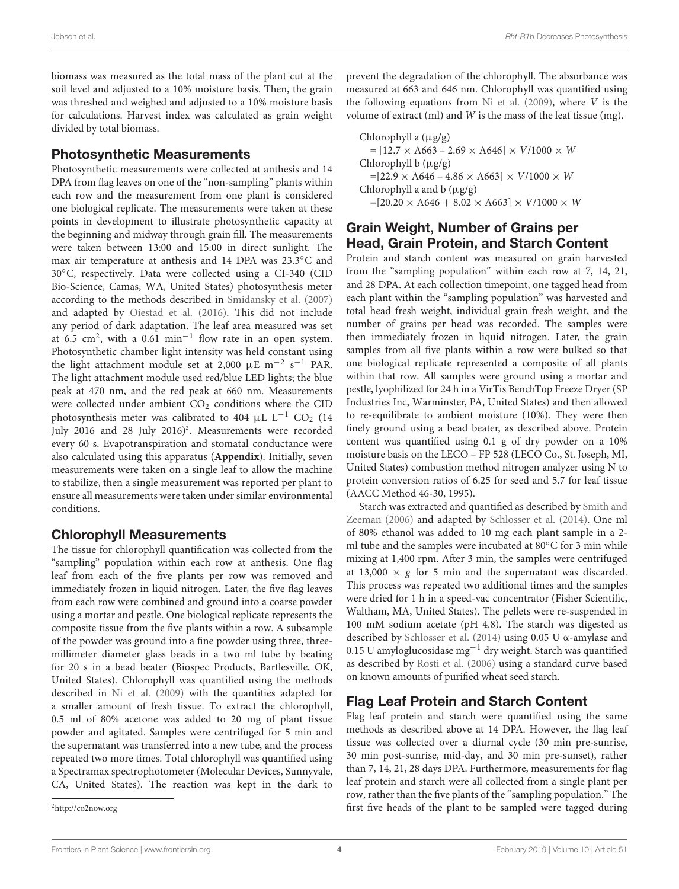biomass was measured as the total mass of the plant cut at the soil level and adjusted to a 10% moisture basis. Then, the grain was threshed and weighed and adjusted to a 10% moisture basis for calculations. Harvest index was calculated as grain weight divided by total biomass.

## Photosynthetic Measurements

Photosynthetic measurements were collected at anthesis and 14 DPA from flag leaves on one of the "non-sampling" plants within each row and the measurement from one plant is considered one biological replicate. The measurements were taken at these points in development to illustrate photosynthetic capacity at the beginning and midway through grain fill. The measurements were taken between 13:00 and 15:00 in direct sunlight. The max air temperature at anthesis and 14 DPA was 23.3°C and 30°C, respectively. Data were collected using a CI-340 (CID Bio-Science, Camas, WA, United States) photosynthesis meter according to the methods described in Smidansky et al. (2007) and adapted by Oiestad et al. (2016). This did not include any period of dark adaptation. The leaf area measured was set at 6.5 $cm^2$, with a 0.61 $min^{-1}$ flow rate in an open system. Photosynthetic chamber light intensity was held constant using the light attachment module set at 2,000 $\mu E\ m^{-2}\ s^{-1}$ PAR. The light attachment module used red/blue LED lights; the blue peak at 470 nm, and the red peak at 660 nm. Measurements were collected under ambient $CO_2$ conditions where the CID photosynthesis meter was calibrated to 404 $\mu L\ L^{-1}$ $CO_2$ (14 July 2016 and 28 July 2016)[2]. Measurements were recorded every 60 s. Evapotranspiration and stomatal conductance were also calculated using this apparatus (**Appendix**). Initially, seven measurements were taken on a single leaf to allow the machine to stabilize, then a single measurement was reported per plant to ensure all measurements were taken under similar environmental conditions.

## Chlorophyll Measurements

The tissue for chlorophyll quantification was collected from the "sampling" population within each row at anthesis. One flag leaf from each of the five plants per row was removed and immediately frozen in liquid nitrogen. Later, the five flag leaves from each row were combined and ground into a coarse powder using a mortar and pestle. One biological replicate represents the composite tissue from the five plants within a row. A subsample of the powder was ground into a fine powder using three, three-millimeter diameter glass beads in a two ml tube by beating for 20 s in a bead beater (Biospec Products, Bartlesville, OK, United States). Chlorophyll was quantified using the methods described in Ni et al. (2009) with the quantities adapted for a smaller amount of fresh tissue. To extract the chlorophyll, 0.5 ml of 80% acetone was added to 20 mg of plant tissue powder and agitated. Samples were centrifuged for 5 min and the supernatant was transferred into a new tube, and the process repeated two more times. Total chlorophyll was quantified using a Spectramax spectrophotometer (Molecular Devices, Sunnyvale, CA, United States). The reaction was kept in the dark to prevent the degradation of the chlorophyll. The absorbance was measured at 663 and 646 nm. Chlorophyll was quantified using the following equations from Ni et al. (2009), where $V$ is the volume of extract (ml) and $W$ is the mass of the leaf tissue (mg).

Chlorophyll a ($\mu$g/g)
$= [12.7 \times A663 - 2.69 \times A646] \times V/1000 \times W$

Chlorophyll b ($\mu$g/g)
$= [22.9 \times A646 - 4.86 \times A663] \times V/1000 \times W$

Chlorophyll a and b ($\mu$g/g)
$= [20.20 \times A646 + 8.02 \times A663] \times V/1000 \times W$

## Grain Weight, Number of Grains per Head, Grain Protein, and Starch Content

Protein and starch content was measured on grain harvested from the "sampling population" within each row at 7, 14, 21, and 28 DPA. At each collection timepoint, one tagged head from each plant within the "sampling population" was harvested and total head fresh weight, individual grain fresh weight, and the number of grains per head was recorded. The samples were then immediately frozen in liquid nitrogen. Later, the grain samples from all five plants within a row were bulked so that one biological replicate represented a composite of all plants within that row. All samples were ground using a mortar and pestle, lyophilized for 24 h in a VirTis BenchTop Freeze Dryer (SP Industries Inc, Warminster, PA, United States) and then allowed to re-equilibrate to ambient moisture (10%). They were then finely ground using a bead beater, as described above. Protein content was quantified using 0.1 g of dry powder on a 10% moisture basis on the LECO – FP 528 (LECO Co., St. Joseph, MI, United States) combustion method nitrogen analyzer using N to protein conversion ratios of 6.25 for seed and 5.7 for leaf tissue (AACC Method 46-30, 1995).

Starch was extracted and quantified as described by Smith and Zeeman (2006) and adapted by Schlosser et al. (2014). One ml of 80% ethanol was added to 10 mg each plant sample in a 2-ml tube and the samples were incubated at 80°C for 3 min while mixing at 1,400 rpm. After 3 min, the samples were centrifuged at 13,000 × $g$ for 5 min and the supernatant was discarded. This process was repeated two additional times and the samples were dried for 1 h in a speed-vac concentrator (Fisher Scientific, Waltham, MA, United States). The pellets were re-suspended in 100 mM sodium acetate (pH 4.8). The starch was digested as described by Schlosser et al. (2014) using 0.05 U $\alpha$-amylase and 0.15 U amyloglucosidase $mg^{-1}$ dry weight. Starch was quantified as described by Rosti et al. (2006) using a standard curve based on known amounts of purified wheat seed starch.

## Flag Leaf Protein and Starch Content

Flag leaf protein and starch were quantified using the same methods as described above at 14 DPA. However, the flag leaf tissue was collected over a diurnal cycle (30 min pre-sunrise, 30 min post-sunrise, mid-day, and 30 min pre-sunset), rather than 7, 14, 21, 28 days DPA. Furthermore, measurements for flag leaf protein and starch were all collected from a single plant per row, rather than the five plants of the "sampling population." The first five heads of the plant to be sampled were tagged during

[2]http://co2now.org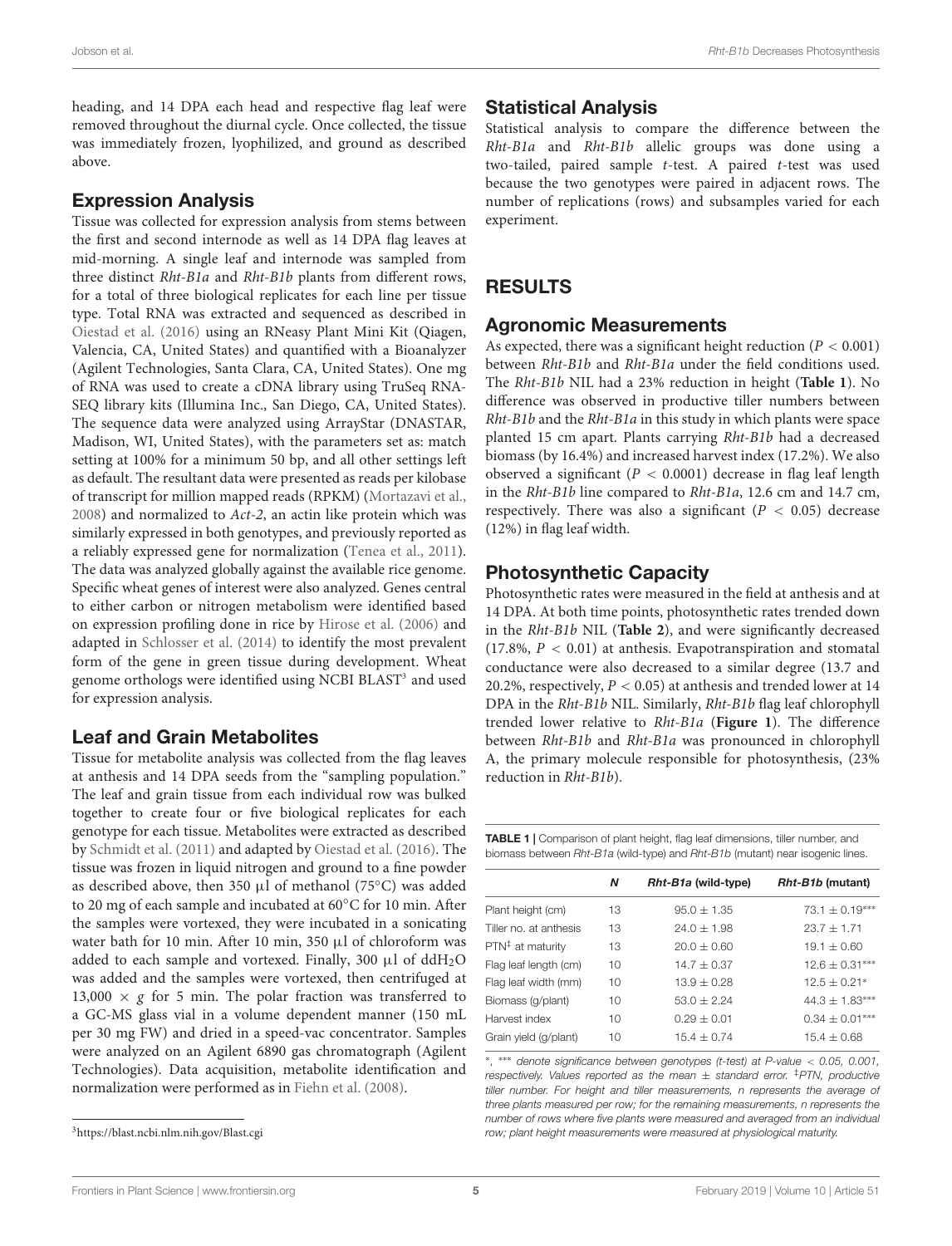heading, and 14 DPA each head and respective flag leaf were removed throughout the diurnal cycle. Once collected, the tissue was immediately frozen, lyophilized, and ground as described above.

## Expression Analysis

Tissue was collected for expression analysis from stems between the first and second internode as well as 14 DPA flag leaves at mid-morning. A single leaf and internode was sampled from three distinct *Rht-B1a* and *Rht-B1b* plants from different rows, for a total of three biological replicates for each line per tissue type. Total RNA was extracted and sequenced as described in Oiestad et al. (2016) using an RNeasy Plant Mini Kit (Qiagen, Valencia, CA, United States) and quantified with a Bioanalyzer (Agilent Technologies, Santa Clara, CA, United States). One mg of RNA was used to create a cDNA library using TruSeq RNA-SEQ library kits (Illumina Inc., San Diego, CA, United States). The sequence data were analyzed using ArrayStar (DNASTAR, Madison, WI, United States), with the parameters set as: match setting at 100% for a minimum 50 bp, and all other settings left as default. The resultant data were presented as reads per kilobase of transcript for million mapped reads (RPKM) (Mortazavi et al., 2008) and normalized to *Act-2*, an actin like protein which was similarly expressed in both genotypes, and previously reported as a reliably expressed gene for normalization (Tenea et al., 2011). The data was analyzed globally against the available rice genome. Specific wheat genes of interest were also analyzed. Genes central to either carbon or nitrogen metabolism were identified based on expression profiling done in rice by Hirose et al. (2006) and adapted in Schlosser et al. (2014) to identify the most prevalent form of the gene in green tissue during development. Wheat genome orthologs were identified using NCBI BLAST[3] and used for expression analysis.

## Leaf and Grain Metabolites

Tissue for metabolite analysis was collected from the flag leaves at anthesis and 14 DPA seeds from the "sampling population." The leaf and grain tissue from each individual row was bulked together to create four or five biological replicates for each genotype for each tissue. Metabolites were extracted as described by Schmidt et al. (2011) and adapted by Oiestad et al. (2016). The tissue was frozen in liquid nitrogen and ground to a fine powder as described above, then 350 μl of methanol (75°C) was added to 20 mg of each sample and incubated at 60°C for 10 min. After the samples were vortexed, they were incubated in a sonicating water bath for 10 min. After 10 min, 350 μl of chloroform was added to each sample and vortexed. Finally, 300 μl of $ddH_2O$ was added and the samples were vortexed, then centrifuged at $13{,}000 \times g$ for 5 min. The polar fraction was transferred to a GC-MS glass vial in a volume dependent manner (150 mL per 30 mg FW) and dried in a speed-vac concentrator. Samples were analyzed on an Agilent 6890 gas chromatograph (Agilent Technologies). Data acquisition, metabolite identification and normalization were performed as in Fiehn et al. (2008).

[3]https://blast.ncbi.nlm.nih.gov/Blast.cgi

## Statistical Analysis

Statistical analysis to compare the difference between the *Rht-B1a* and *Rht-B1b* allelic groups was done using a two-tailed, paired sample *t*-test. A paired *t*-test was used because the two genotypes were paired in adjacent rows. The number of replications (rows) and subsamples varied for each experiment.

# RESULTS

## Agronomic Measurements

As expected, there was a significant height reduction ($P < 0.001$) between *Rht-B1b* and *Rht-B1a* under the field conditions used. The *Rht-B1b* NIL had a 23% reduction in height (**Table 1**). No difference was observed in productive tiller numbers between *Rht-B1b* and the *Rht-B1a* in this study in which plants were space planted 15 cm apart. Plants carrying *Rht-B1b* had a decreased biomass (by 16.4%) and increased harvest index (17.2%). We also observed a significant ($P < 0.0001$) decrease in flag leaf length in the *Rht-B1b* line compared to *Rht-B1a*, 12.6 cm and 14.7 cm, respectively. There was also a significant ($P < 0.05$) decrease (12%) in flag leaf width.

## Photosynthetic Capacity

Photosynthetic rates were measured in the field at anthesis and at 14 DPA. At both time points, photosynthetic rates trended down in the *Rht-B1b* NIL (**Table 2**), and were significantly decreased (17.8%, $P < 0.01$) at anthesis. Evapotranspiration and stomatal conductance were also decreased to a similar degree (13.7 and 20.2%, respectively, $P < 0.05$) at anthesis and trended lower at 14 DPA in the *Rht-B1b* NIL. Similarly, *Rht-B1b* flag leaf chlorophyll trended lower relative to *Rht-B1a* (**Figure 1**). The difference between *Rht-B1b* and *Rht-B1a* was pronounced in chlorophyll A, the primary molecule responsible for photosynthesis, (23% reduction in *Rht-B1b*).

**TABLE 1** | Comparison of plant height, flag leaf dimensions, tiller number, and biomass between *Rht-B1a* (wild-type) and *Rht-B1b* (mutant) near isogenic lines.

| | *N* | *Rht-B1a* (wild-type) | *Rht-B1b* (mutant) |
|---|---|---|---|
| Plant height (cm) | 13 | 95.0 ± 1.35 | 73.1 ± 0.19*** |
| Tiller no. at anthesis | 13 | 24.0 ± 1.98 | 23.7 ± 1.71 |
| PTN‡ at maturity | 13 | 20.0 ± 0.60 | 19.1 ± 0.60 |
| Flag leaf length (cm) | 10 | 14.7 ± 0.37 | 12.6 ± 0.31*** |
| Flag leaf width (mm) | 10 | 13.9 ± 0.28 | 12.5 ± 0.21* |
| Biomass (g/plant) | 10 | 53.0 ± 2.24 | 44.3 ± 1.83*** |
| Harvest index | 10 | 0.29 ± 0.01 | 0.34 ± 0.01*** |
| Grain yield (g/plant) | 10 | 15.4 ± 0.74 | 15.4 ± 0.68 |

*\*, \*\*\* denote significance between genotypes (t-test) at P-value < 0.05, 0.001, respectively. Values reported as the mean ± standard error. ‡PTN, productive tiller number. For height and tiller measurements, n represents the average of three plants measured per row; for the remaining measurements, n represents the number of rows where five plants were measured and averaged from an individual row; plant height measurements were measured at physiological maturity.*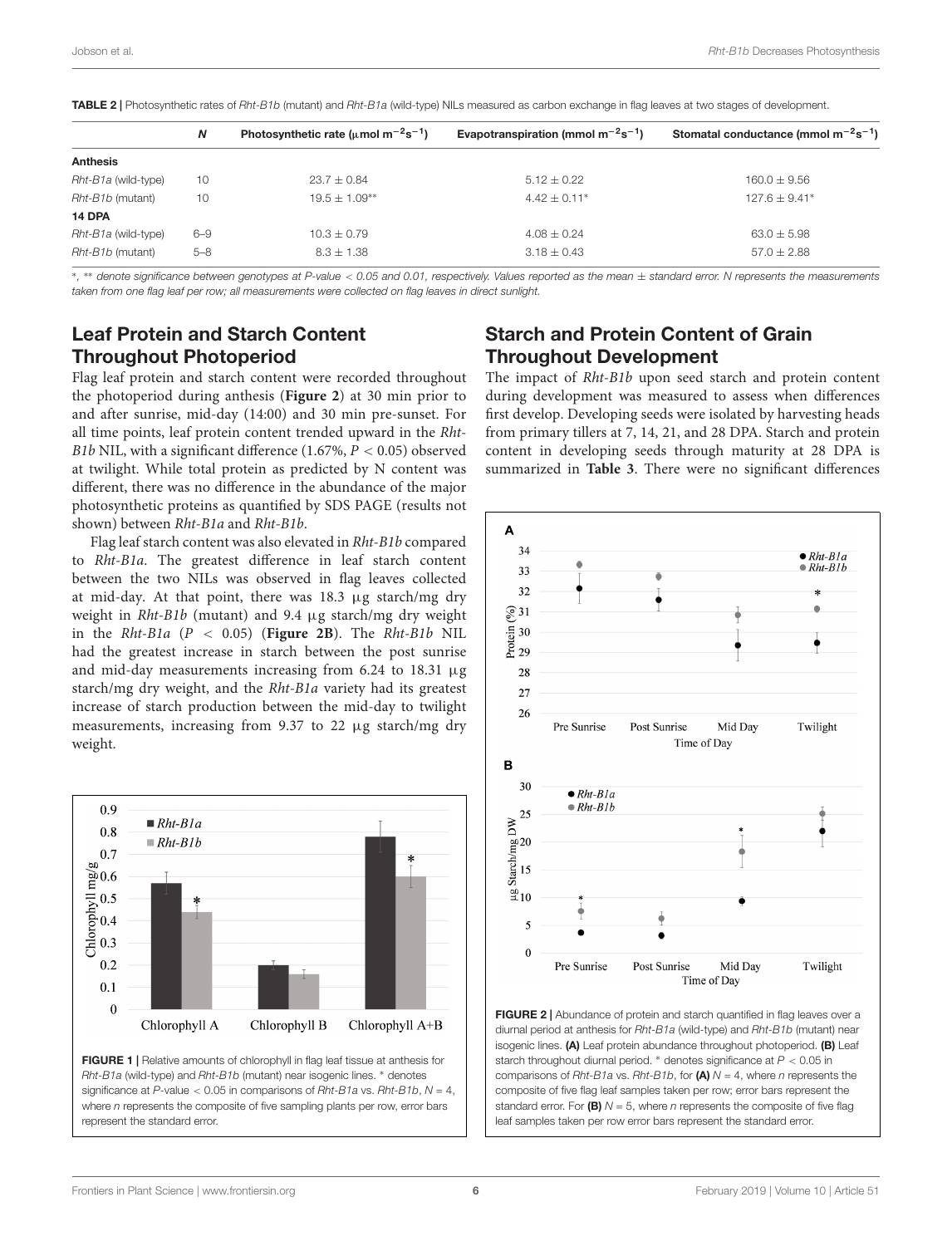**TABLE 2 |** Photosynthetic rates of *Rht-B1b* (mutant) and *Rht-B1a* (wild-type) NILs measured as carbon exchange in flag leaves at two stages of development.

| | *N* | Photosynthetic rate (μmol $m^{-2}s^{-1}$) | Evapotranspiration (mmol $m^{-2}s^{-1}$) | Stomatal conductance (mmol $m^{-2}s^{-1}$) |
|---|---|---|---|---|
| **Anthesis** | | | | |
| *Rht-B1a* (wild-type) | 10 | 23.7 ± 0.84 | 5.12 ± 0.22 | 160.0 ± 9.56 |
| *Rht-B1b* (mutant) | 10 | 19.5 ± 1.09** | 4.42 ± 0.11* | 127.6 ± 9.41* |
| **14 DPA** | | | | |
| *Rht-B1a* (wild-type) | 6–9 | 10.3 ± 0.79 | 4.08 ± 0.24 | 63.0 ± 5.98 |
| *Rht-B1b* (mutant) | 5–8 | 8.3 ± 1.38 | 3.18 ± 0.43 | 57.0 ± 2.88 |

*, ** denote significance between genotypes at P-value < 0.05 and 0.01, respectively. Values reported as the mean ± standard error. N represents the measurements taken from one flag leaf per row; all measurements were collected on flag leaves in direct sunlight.

## Leaf Protein and Starch Content Throughout Photoperiod

Flag leaf protein and starch content were recorded throughout the photoperiod during anthesis (**Figure 2**) at 30 min prior to and after sunrise, mid-day (14:00) and 30 min pre-sunset. For all time points, leaf protein content trended upward in the *Rht-B1b* NIL, with a significant difference (1.67%, $P < 0.05$) observed at twilight. While total protein as predicted by N content was different, there was no difference in the abundance of the major photosynthetic proteins as quantified by SDS PAGE (results not shown) between *Rht-B1a* and *Rht-B1b*.

Flag leaf starch content was also elevated in *Rht-B1b* compared to *Rht-B1a*. The greatest difference in leaf starch content between the two NILs was observed in flag leaves collected at mid-day. At that point, there was 18.3 μg starch/mg dry weight in *Rht-B1b* (mutant) and 9.4 μg starch/mg dry weight in the *Rht-B1a* ($P < 0.05$) (**Figure 2B**). The *Rht-B1b* NIL had the greatest increase in starch between the post sunrise and mid-day measurements increasing from 6.24 to 18.31 μg starch/mg dry weight, and the *Rht-B1a* variety had its greatest increase of starch production between the mid-day to twilight measurements, increasing from 9.37 to 22 μg starch/mg dry weight.

**FIGURE 1 |** Relative amounts of chlorophyll in flag leaf tissue at anthesis for *Rht-B1a* (wild-type) and *Rht-B1b* (mutant) near isogenic lines. * denotes significance at *P*-value < 0.05 in comparisons of *Rht-B1a* vs. *Rht-B1b*, *N* = 4, where *n* represents the composite of five sampling plants per row, error bars represent the standard error.

## Starch and Protein Content of Grain Throughout Development

The impact of *Rht-B1b* upon seed starch and protein content during development was measured to assess when differences first develop. Developing seeds were isolated by harvesting heads from primary tillers at 7, 14, 21, and 28 DPA. Starch and protein content in developing seeds through maturity at 28 DPA is summarized in **Table 3**. There were no significant differences

**FIGURE 2 |** Abundance of protein and starch quantified in flag leaves over a diurnal period at anthesis for *Rht-B1a* (wild-type) and *Rht-B1b* (mutant) near isogenic lines. **(A)** Leaf protein abundance throughout photoperiod. **(B)** Leaf starch throughout diurnal period. * denotes significance at $P < 0.05$ in comparisons of *Rht-B1a* vs. *Rht-B1b*, for **(A)** *N* = 4, where *n* represents the composite of five flag leaf samples taken per row; error bars represent the standard error. For **(B)** *N* = 5, where *n* represents the composite of five flag leaf samples taken per row error bars represent the standard error.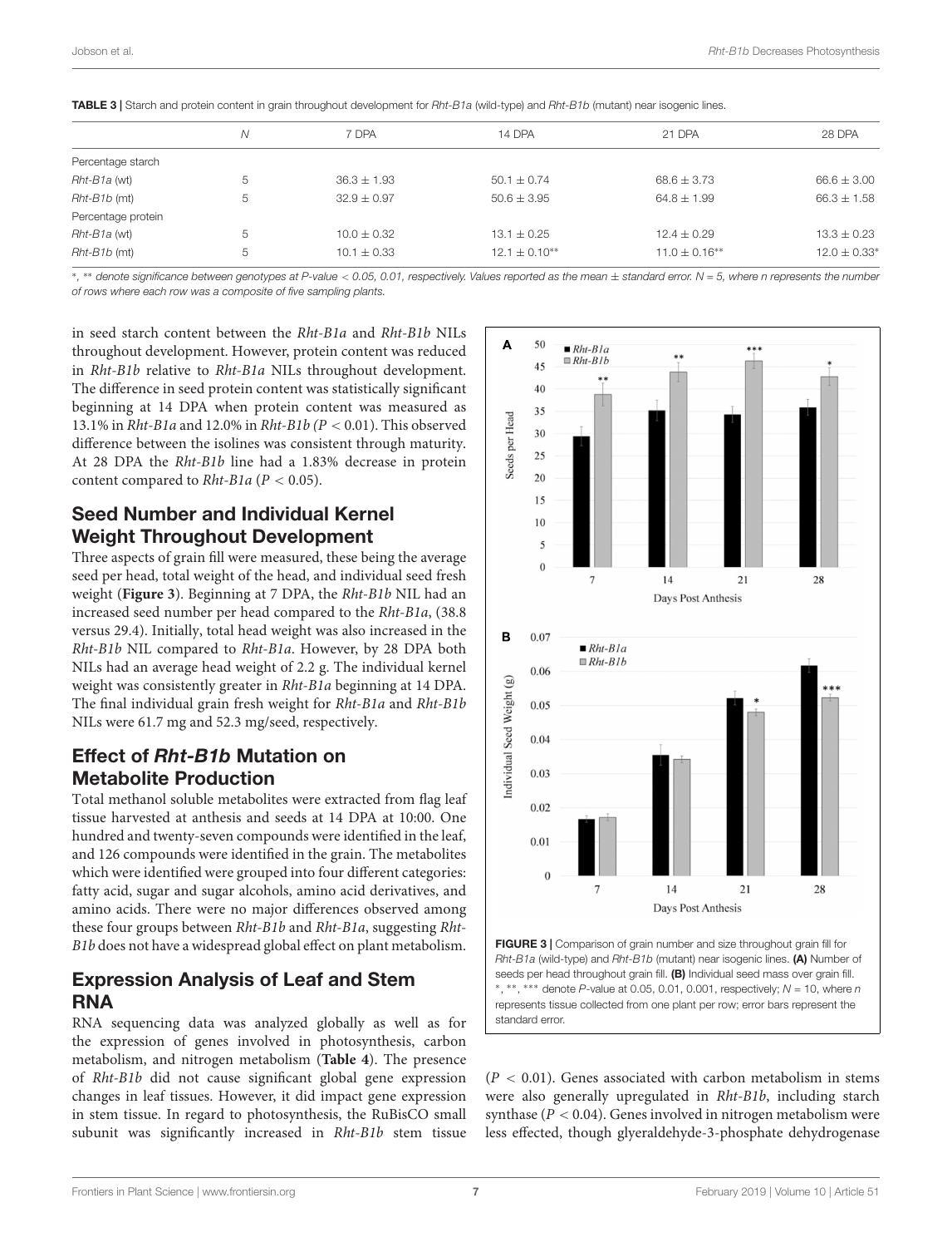**TABLE 3 |** Starch and protein content in grain throughout development for *Rht-B1a* (wild-type) and *Rht-B1b* (mutant) near isogenic lines.

| | *N* | 7 DPA | 14 DPA | 21 DPA | 28 DPA |
|---|---|---|---|---|---|
| Percentage starch | | | | | |
| *Rht-B1a* (wt) | 5 | 36.3 ± 1.93 | 50.1 ± 0.74 | 68.6 ± 3.73 | 66.6 ± 3.00 |
| *Rht-B1b* (mt) | 5 | 32.9 ± 0.97 | 50.6 ± 3.95 | 64.8 ± 1.99 | 66.3 ± 1.58 |
| Percentage protein | | | | | |
| *Rht-B1a* (wt) | 5 | 10.0 ± 0.32 | 13.1 ± 0.25 | 12.4 ± 0.29 | 13.3 ± 0.23 |
| *Rht-B1b* (mt) | 5 | 10.1 ± 0.33 | 12.1 ± 0.10** | 11.0 ± 0.16** | 12.0 ± 0.33* |

*\*, \*\* denote significance between genotypes at P-value < 0.05, 0.01, respectively. Values reported as the mean ± standard error. N = 5, where n represents the number of rows where each row was a composite of five sampling plants.*

in seed starch content between the *Rht-B1a* and *Rht-B1b* NILs throughout development. However, protein content was reduced in *Rht-B1b* relative to *Rht-B1a* NILs throughout development. The difference in seed protein content was statistically significant beginning at 14 DPA when protein content was measured as 13.1% in *Rht-B1a* and 12.0% in *Rht-B1b* ($P < 0.01$). This observed difference between the isolines was consistent through maturity. At 28 DPA the *Rht-B1b* line had a 1.83% decrease in protein content compared to *Rht-B1a* ($P < 0.05$).

## Seed Number and Individual Kernel Weight Throughout Development

Three aspects of grain fill were measured, these being the average seed per head, total weight of the head, and individual seed fresh weight (**Figure 3**). Beginning at 7 DPA, the *Rht-B1b* NIL had an increased seed number per head compared to the *Rht-B1a*, (38.8 versus 29.4). Initially, total head weight was also increased in the *Rht-B1b* NIL compared to *Rht-B1a*. However, by 28 DPA both NILs had an average head weight of 2.2 g. The individual kernel weight was consistently greater in *Rht-B1a* beginning at 14 DPA. The final individual grain fresh weight for *Rht-B1a* and *Rht-B1b* NILs were 61.7 mg and 52.3 mg/seed, respectively.

## Effect of *Rht-B1b* Mutation on Metabolite Production

Total methanol soluble metabolites were extracted from flag leaf tissue harvested at anthesis and seeds at 14 DPA at 10:00. One hundred and twenty-seven compounds were identified in the leaf, and 126 compounds were identified in the grain. The metabolites which were identified were grouped into four different categories: fatty acid, sugar and sugar alcohols, amino acid derivatives, and amino acids. There were no major differences observed among these four groups between *Rht-B1b* and *Rht-B1a*, suggesting *Rht-B1b* does not have a widespread global effect on plant metabolism.

**FIGURE 3 |** Comparison of grain number and size throughout grain fill for *Rht-B1a* (wild-type) and *Rht-B1b* (mutant) near isogenic lines. **(A)** Number of seeds per head throughout grain fill. **(B)** Individual seed mass over grain fill. \*, \*\*, \*\*\* denote *P*-value at 0.05, 0.01, 0.001, respectively; *N* = 10, where *n* represents tissue collected from one plant per row; error bars represent the standard error.

## Expression Analysis of Leaf and Stem RNA

RNA sequencing data was analyzed globally as well as for the expression of genes involved in photosynthesis, carbon metabolism, and nitrogen metabolism (**Table 4**). The presence of *Rht-B1b* did not cause significant global gene expression changes in leaf tissues. However, it did impact gene expression in stem tissue. In regard to photosynthesis, the RuBisCO small subunit was significantly increased in *Rht-B1b* stem tissue ($P < 0.01$). Genes associated with carbon metabolism in stems were also generally upregulated in *Rht-B1b*, including starch synthase ($P < 0.04$). Genes involved in nitrogen metabolism were less effected, though glyeraldehyde-3-phosphate dehydrogenase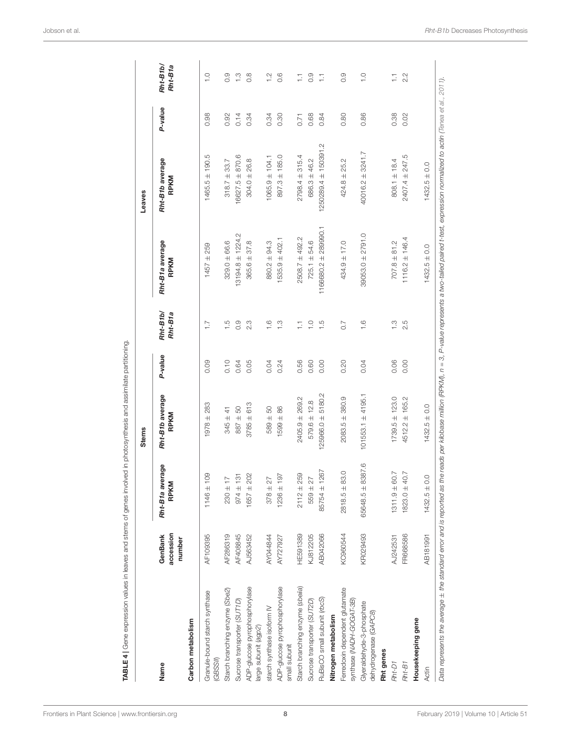**TABLE 4** | Gene expression values in leaves and stems of genes involved in photosynthesis and assimilate partitioning.

| Name | GenBank accession number | Stems | | | | Leaves | | | |
|---|---|---|---|---|---|---|---|---|---|
| | | *Rht-B1a* average RPKM | *Rht-B1b* average RPKM | *P*-value | *Rht-B1b*/*Rht-B1a* | *Rht-B1a* average RPKM | *Rht-B1b* average RPKM | *P*-value | *Rht-B1b*/*Rht-B1a* |
| **Carbon metabolism** | | | | | | | | | |
| Granule-bound starch synthase (*GBSSI*) | AF109395 | 1146 ± 109 | 1978 ± 283 | 0.09 | 1.7 | 1457 ± 259 | 1465.5 ± 190.5 | 0.98 | 1.0 |
| Starch branching enzyme (*Sbe2*) | AF286319 | 230 ± 17 | 345 ± 41 | 0.10 | 1.5 | 329.0 ± 66.6 | 318.7 ± 33.7 | 0.92 | 0.9 |
| Sucrose transporter (*SUT1D*) | AF408845 | 974 ± 131 | 887 ± 50 | 0.64 | 0.9 | 13194.8 ± 1224.2 | 16627.5 ± 870.6 | 0.14 | 1.3 |
| ADP-glucose pyrophosphorylase large subunit (*agp2*) | AJ563452 | 1657 ± 202 | 3785 ± 613 | 0.05 | 2.3 | 365.6 ± 37.8 | 304.0 ± 26.8 | 0.34 | 0.8 |
| starch synthase isoform IV | AY044844 | 378 ± 27 | 589 ± 50 | 0.04 | 1.6 | 880.2 ± 94.3 | 1065.9 ± 104.1 | 0.34 | 1.2 |
| ADP-glucose pyrophosphorylase small subunit | AY727927 | 1236 ± 197 | 1599 ± 86 | 0.24 | 1.3 | 1535.9 ± 402.1 | 897.3 ± 185.0 | 0.30 | 0.6 |
| Starch branching enzyme (*sbeIIa*) | HE591389 | 2112 ± 259 | 2405.9 ± 269.2 | 0.56 | 1.1 | 2508.7 ± 492.2 | 2798.4 ± 315.4 | 0.71 | 1.1 |
| Sucrose transporter (*SUT2D*) | KJ812205 | 559 ± 27 | 579.6 ± 12.8 | 0.60 | 1.0 | 725.1 ± 54.6 | 686.3 ± 46.2 | 0.68 | 0.9 |
| RuBisCO small subunit (*rbcS*) | AB042066 | 85754 ± 1267 | 125966.0 ± 5180.2 | 0.00 | 1.5 | 1166680.2 ± 289990.1 | 1250289.4 ± 150391.2 | 0.84 | 1.1 |
| **Nitrogen metabolism** | | | | | | | | | |
| Ferredoxin dependent glutamate synthase (*NADH-GOGAT-3B*) | KC960544 | 2818.5 ± 83.0 | 2083.5 ± 380.9 | 0.20 | 0.7 | 434.9 ± 17.0 | 424.8 ± 25.2 | 0.80 | 0.9 |
| Glyceraldehyde-3-phosphate dehydrogenase (*GAPC8*) | KR029493 | 65648.5 ± 8387.6 | 101553.1 ± 4195.1 | 0.04 | 1.6 | 39053.0 ± 2791.0 | 40016.2 ± 3241.7 | 0.86 | 1.0 |
| **Rht genes** | | | | | | | | | |
| *Rht-D1* | AJ242531 | 1311.9 ± 60.7 | 1739.5 ± 123.0 | 0.06 | 1.3 | 707.8 ± 81.2 | 808.1 ± 18.4 | 0.38 | 1.1 |
| *Rht-B1* | FR668586 | 1823.0 ± 40.7 | 4512.2 ± 165.2 | 0.00 | 2.5 | 1116.2 ± 146.4 | 2407.4 ± 247.5 | 0.02 | 2.2 |
| **Housekeeping gene** | | | | | | | | | |
| Actin | AB181991 | 1432.5 ± 0.0 | 1432.5 ± 0.0 | | | 1432.5 ± 0.0 | 1432.5 ± 0.0 | | |

*Data represents the average ± the standard error and is reported as the reads per kilobase million (RPKM), n = 3, P-value represents a two-tailed paired t-test, expression normalized to actin (Tenea et al., 2011).*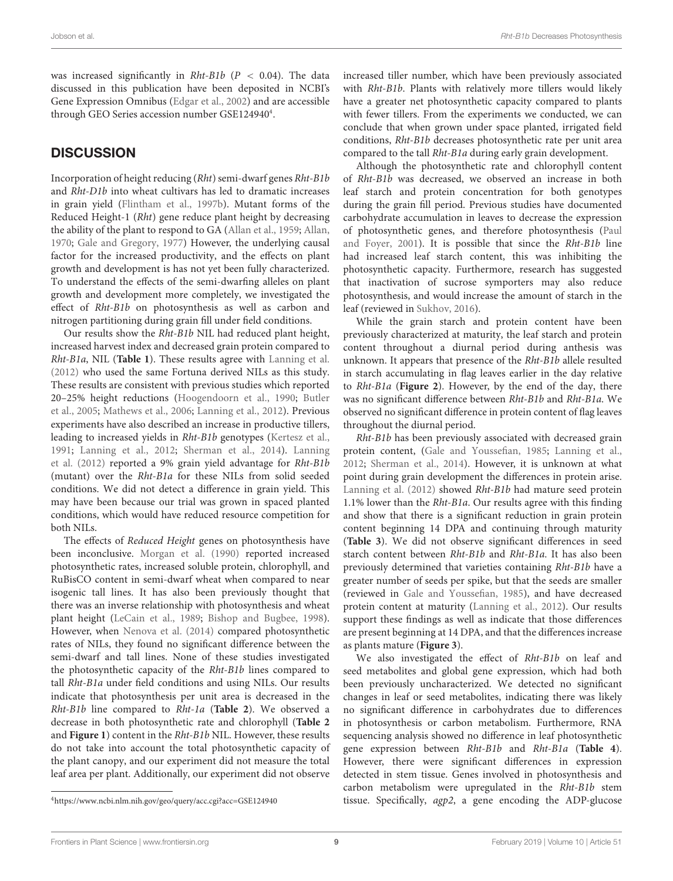was increased significantly in *Rht-B1b* ($P < 0.04$). The data discussed in this publication have been deposited in NCBI's Gene Expression Omnibus (Edgar et al., 2002) and are accessible through GEO Series accession number GSE124940[4].

## DISCUSSION

Incorporation of height reducing (*Rht*) semi-dwarf genes *Rht-B1b* and *Rht-D1b* into wheat cultivars has led to dramatic increases in grain yield (Flintham et al., 1997b). Mutant forms of the Reduced Height-1 (*Rht*) gene reduce plant height by decreasing the ability of the plant to respond to GA (Allan et al., 1959; Allan, 1970; Gale and Gregory, 1977) However, the underlying causal factor for the increased productivity, and the effects on plant growth and development is has not yet been fully characterized. To understand the effects of the semi-dwarfing alleles on plant growth and development more completely, we investigated the effect of *Rht-B1b* on photosynthesis as well as carbon and nitrogen partitioning during grain fill under field conditions.

Our results show the *Rht-B1b* NIL had reduced plant height, increased harvest index and decreased grain protein compared to *Rht-B1a*, NIL (**Table 1**). These results agree with Lanning et al. (2012) who used the same Fortuna derived NILs as this study. These results are consistent with previous studies which reported 20–25% height reductions (Hoogendoorn et al., 1990; Butler et al., 2005; Mathews et al., 2006; Lanning et al., 2012). Previous experiments have also described an increase in productive tillers, leading to increased yields in *Rht-B1b* genotypes (Kertesz et al., 1991; Lanning et al., 2012; Sherman et al., 2014). Lanning et al. (2012) reported a 9% grain yield advantage for *Rht-B1b* (mutant) over the *Rht-B1a* for these NILs from solid seeded conditions. We did not detect a difference in grain yield. This may have been because our trial was grown in spaced planted conditions, which would have reduced resource competition for both NILs.

The effects of *Reduced Height* genes on photosynthesis have been inconclusive. Morgan et al. (1990) reported increased photosynthetic rates, increased soluble protein, chlorophyll, and RuBisCO content in semi-dwarf wheat when compared to near isogenic tall lines. It has also been previously thought that there was an inverse relationship with photosynthesis and wheat plant height (LeCain et al., 1989; Bishop and Bugbee, 1998). However, when Nenova et al. (2014) compared photosynthetic rates of NILs, they found no significant difference between the semi-dwarf and tall lines. None of these studies investigated the photosynthetic capacity of the *Rht-B1b* lines compared to tall *Rht-B1a* under field conditions and using NILs. Our results indicate that photosynthesis per unit area is decreased in the *Rht-B1b* line compared to *Rht-1a* (**Table 2**). We observed a decrease in both photosynthetic rate and chlorophyll (**Table 2** and **Figure 1**) content in the *Rht-B1b* NIL. However, these results do not take into account the total photosynthetic capacity of the plant canopy, and our experiment did not measure the total leaf area per plant. Additionally, our experiment did not observe increased tiller number, which have been previously associated with *Rht-B1b*. Plants with relatively more tillers would likely have a greater net photosynthetic capacity compared to plants with fewer tillers. From the experiments we conducted, we can conclude that when grown under space planted, irrigated field conditions, *Rht-B1b* decreases photosynthetic rate per unit area compared to the tall *Rht-B1a* during early grain development.

Although the photosynthetic rate and chlorophyll content of *Rht-B1b* was decreased, we observed an increase in both leaf starch and protein concentration for both genotypes during the grain fill period. Previous studies have documented carbohydrate accumulation in leaves to decrease the expression of photosynthetic genes, and therefore photosynthesis (Paul and Foyer, 2001). It is possible that since the *Rht-B1b* line had increased leaf starch content, this was inhibiting the photosynthetic capacity. Furthermore, research has suggested that inactivation of sucrose symporters may also reduce photosynthesis, and would increase the amount of starch in the leaf (reviewed in Sukhov, 2016).

While the grain starch and protein content have been previously characterized at maturity, the leaf starch and protein content throughout a diurnal period during anthesis was unknown. It appears that presence of the *Rht-B1b* allele resulted in starch accumulating in flag leaves earlier in the day relative to *Rht-B1a* (**Figure 2**). However, by the end of the day, there was no significant difference between *Rht-B1b* and *Rht-B1a*. We observed no significant difference in protein content of flag leaves throughout the diurnal period.

*Rht-B1b* has been previously associated with decreased grain protein content, (Gale and Youssefian, 1985; Lanning et al., 2012; Sherman et al., 2014). However, it is unknown at what point during grain development the differences in protein arise. Lanning et al. (2012) showed *Rht-B1b* had mature seed protein 1.1% lower than the *Rht-B1a*. Our results agree with this finding and show that there is a significant reduction in grain protein content beginning 14 DPA and continuing through maturity (**Table 3**). We did not observe significant differences in seed starch content between *Rht-B1b* and *Rht-B1a*. It has also been previously determined that varieties containing *Rht-B1b* have a greater number of seeds per spike, but that the seeds are smaller (reviewed in Gale and Youssefian, 1985), and have decreased protein content at maturity (Lanning et al., 2012). Our results support these findings as well as indicate that those differences are present beginning at 14 DPA, and that the differences increase as plants mature (**Figure 3**).

We also investigated the effect of *Rht-B1b* on leaf and seed metabolites and global gene expression, which had both been previously uncharacterized. We detected no significant changes in leaf or seed metabolites, indicating there was likely no significant difference in carbohydrates due to differences in photosynthesis or carbon metabolism. Furthermore, RNA sequencing analysis showed no difference in leaf photosynthetic gene expression between *Rht-B1b* and *Rht-B1a* (**Table 4**). However, there were significant differences in expression detected in stem tissue. Genes involved in photosynthesis and carbon metabolism were upregulated in the *Rht-B1b* stem tissue. Specifically, *agp2*, a gene encoding the ADP-glucose

[4] https://www.ncbi.nlm.nih.gov/geo/query/acc.cgi?acc=GSE124940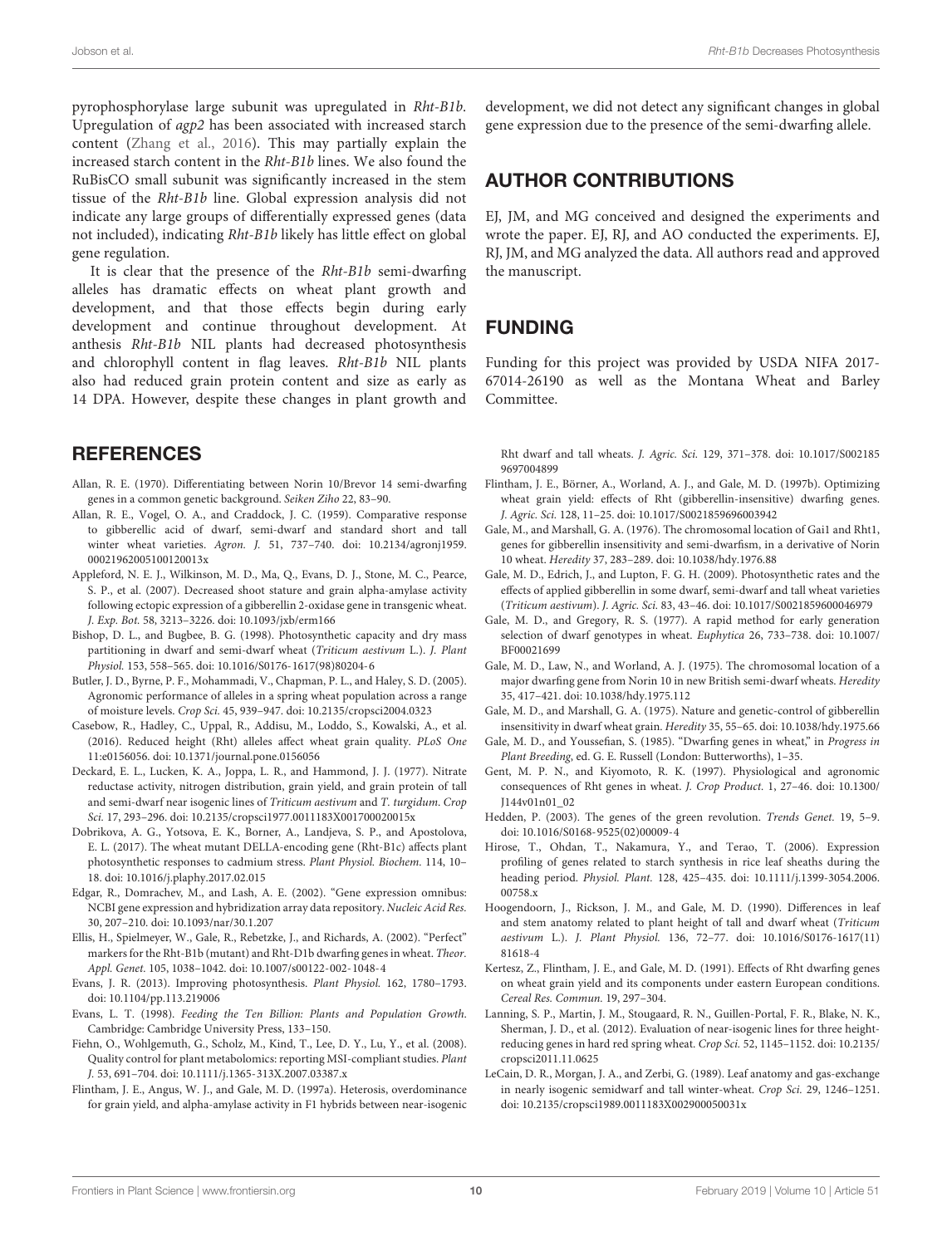pyrophosphorylase large subunit was upregulated in *Rht-B1b*. Upregulation of *agp2* has been associated with increased starch content (Zhang et al., 2016). This may partially explain the increased starch content in the *Rht-B1b* lines. We also found the RuBisCO small subunit was significantly increased in the stem tissue of the *Rht-B1b* line. Global expression analysis did not indicate any large groups of differentially expressed genes (data not included), indicating *Rht-B1b* likely has little effect on global gene regulation.

It is clear that the presence of the *Rht-B1b* semi-dwarfing alleles has dramatic effects on wheat plant growth and development, and that those effects begin during early development and continue throughout development. At anthesis *Rht-B1b* NIL plants had decreased photosynthesis and chlorophyll content in flag leaves. *Rht-B1b* NIL plants also had reduced grain protein content and size as early as 14 DPA. However, despite these changes in plant growth and development, we did not detect any significant changes in global gene expression due to the presence of the semi-dwarfing allele.

## AUTHOR CONTRIBUTIONS

EJ, JM, and MG conceived and designed the experiments and wrote the paper. EJ, RJ, and AO conducted the experiments. EJ, RJ, JM, and MG analyzed the data. All authors read and approved the manuscript.

## FUNDING

Funding for this project was provided by USDA NIFA 2017-67014-26190 as well as the Montana Wheat and Barley Committee.

## REFERENCES

Allan, R. E. (1970). Differentiating between Norin 10/Brevor 14 semi-dwarfing genes in a common genetic background. *Seiken Ziho* 22, 83–90.

Allan, R. E., Vogel, O. A., and Craddock, J. C. (1959). Comparative response to gibberellic acid of dwarf, semi-dwarf and standard short and tall winter wheat varieties. *Agron. J.* 51, 737–740. doi: 10.2134/agronj1959.00021962005100120013x

Appleford, N. E. J., Wilkinson, M. D., Ma, Q., Evans, D. J., Stone, M. C., Pearce, S. P., et al. (2007). Decreased shoot stature and grain alpha-amylase activity following ectopic expression of a gibberellin 2-oxidase gene in transgenic wheat. *J. Exp. Bot.* 58, 3213–3226. doi: 10.1093/jxb/erm166

Bishop, D. L., and Bugbee, B. G. (1998). Photosynthetic capacity and dry mass partitioning in dwarf and semi-dwarf wheat (*Triticum aestivum* L.). *J. Plant Physiol.* 153, 558–565. doi: 10.1016/S0176-1617(98)80204-6

Butler, J. D., Byrne, P. F., Mohammadi, V., Chapman, P. L., and Haley, S. D. (2005). Agronomic performance of alleles in a spring wheat population across a range of moisture levels. *Crop Sci.* 45, 939–947. doi: 10.2135/cropsci2004.0323

Casebow, R., Hadley, C., Uppal, R., Addisu, M., Loddo, S., Kowalski, A., et al. (2016). Reduced height (Rht) alleles affect wheat grain quality. *PLoS One* 11:e0156056. doi: 10.1371/journal.pone.0156056

Deckard, E. L., Lucken, K. A., Joppa, L. R., and Hammond, J. J. (1977). Nitrate reductase activity, nitrogen distribution, grain yield, and grain protein of tall and semi-dwarf near isogenic lines of *Triticum aestivum* and *T. turgidum*. *Crop Sci.* 17, 293–296. doi: 10.2135/cropsci1977.0011183X001700020015x

Dobrikova, A. G., Yotsova, E. K., Borner, A., Landjeva, S. P., and Apostolova, E. L. (2017). The wheat mutant DELLA-encoding gene (Rht-B1c) affects plant photosynthetic responses to cadmium stress. *Plant Physiol. Biochem.* 114, 10–18. doi: 10.1016/j.plaphy.2017.02.015

Edgar, R., Domrachev, M., and Lash, A. E. (2002). "Gene expression omnibus: NCBI gene expression and hybridization array data repository. *Nucleic Acid Res.* 30, 207–210. doi: 10.1093/nar/30.1.207

Ellis, H., Spielmeyer, W., Gale, R., Rebetzke, J., and Richards, A. (2002). "Perfect" markers for the Rht-B1b (mutant) and Rht-D1b dwarfing genes in wheat. *Theor. Appl. Genet.* 105, 1038–1042. doi: 10.1007/s00122-002-1048-4

Evans, J. R. (2013). Improving photosynthesis. *Plant Physiol.* 162, 1780–1793. doi: 10.1104/pp.113.219006

Evans, L. T. (1998). *Feeding the Ten Billion: Plants and Population Growth.* Cambridge: Cambridge University Press, 133–150.

Fiehn, O., Wohlgemuth, G., Scholz, M., Kind, T., Lee, D. Y., Lu, Y., et al. (2008). Quality control for plant metabolomics: reporting MSI-compliant studies. *Plant J.* 53, 691–704. doi: 10.1111/j.1365-313X.2007.03387.x

Flintham, J. E., Angus, W. J., and Gale, M. D. (1997a). Heterosis, overdominance for grain yield, and alpha-amylase activity in F1 hybrids between near-isogenic Rht dwarf and tall wheats. *J. Agric. Sci.* 129, 371–378. doi: 10.1017/S0021859697004899

Flintham, J. E., Börner, A., Worland, A. J., and Gale, M. D. (1997b). Optimizing wheat grain yield: effects of Rht (gibberellin-insensitive) dwarfing genes. *J. Agric. Sci.* 128, 11–25. doi: 10.1017/S0021859696003942

Gale, M., and Marshall, G. A. (1976). The chromosomal location of Gai1 and Rht1, genes for gibberellin insensitivity and semi-dwarfism, in a derivative of Norin 10 wheat. *Heredity* 37, 283–289. doi: 10.1038/hdy.1976.88

Gale, M. D., Edrich, J., and Lupton, F. G. H. (2009). Photosynthetic rates and the effects of applied gibberellin in some dwarf, semi-dwarf and tall wheat varieties (*Triticum aestivum*). *J. Agric. Sci.* 83, 43–46. doi: 10.1017/S0021859600046979

Gale, M. D., and Gregory, R. S. (1977). A rapid method for early generation selection of dwarf genotypes in wheat. *Euphytica* 26, 733–738. doi: 10.1007/BF00021699

Gale, M. D., Law, N., and Worland, A. J. (1975). The chromosomal location of a major dwarfing gene from Norin 10 in new British semi-dwarf wheats. *Heredity* 35, 417–421. doi: 10.1038/hdy.1975.112

Gale, M. D., and Marshall, G. A. (1975). Nature and genetic-control of gibberellin insensitivity in dwarf wheat grain. *Heredity* 35, 55–65. doi: 10.1038/hdy.1975.66

Gale, M. D., and Youssefian, S. (1985). "Dwarfing genes in wheat," in *Progress in Plant Breeding*, ed. G. E. Russell (London: Butterworths), 1–35.

Gent, M. P. N., and Kiyomoto, R. K. (1997). Physiological and agronomic consequences of Rht genes in wheat. *J. Crop Product.* 1, 27–46. doi: 10.1300/J144v01n01_02

Hedden, P. (2003). The genes of the green revolution. *Trends Genet.* 19, 5–9. doi: 10.1016/S0168-9525(02)00009-4

Hirose, T., Ohdan, T., Nakamura, Y., and Terao, T. (2006). Expression profiling of genes related to starch synthesis in rice leaf sheaths during the heading period. *Physiol. Plant.* 128, 425–435. doi: 10.1111/j.1399-3054.2006.00758.x

Hoogendoorn, J., Rickson, J. M., and Gale, M. D. (1990). Differences in leaf and stem anatomy related to plant height of tall and dwarf wheat (*Triticum aestivum* L.). *J. Plant Physiol.* 136, 72–77. doi: 10.1016/S0176-1617(11)81618-4

Kertesz, Z., Flintham, J. E., and Gale, M. D. (1991). Effects of Rht dwarfing genes on wheat grain yield and its components under eastern European conditions. *Cereal Res. Commun.* 19, 297–304.

Lanning, S. P., Martin, J. M., Stougaard, R. N., Guillen-Portal, F. R., Blake, N. K., Sherman, J. D., et al. (2012). Evaluation of near-isogenic lines for three height-reducing genes in hard red spring wheat. *Crop Sci.* 52, 1145–1152. doi: 10.2135/cropsci2011.11.0625

LeCain, D. R., Morgan, J. A., and Zerbi, G. (1989). Leaf anatomy and gas-exchange in nearly isogenic semidwarf and tall winter-wheat. *Crop Sci.* 29, 1246–1251. doi: 10.2135/cropsci1989.0011183X002900050031x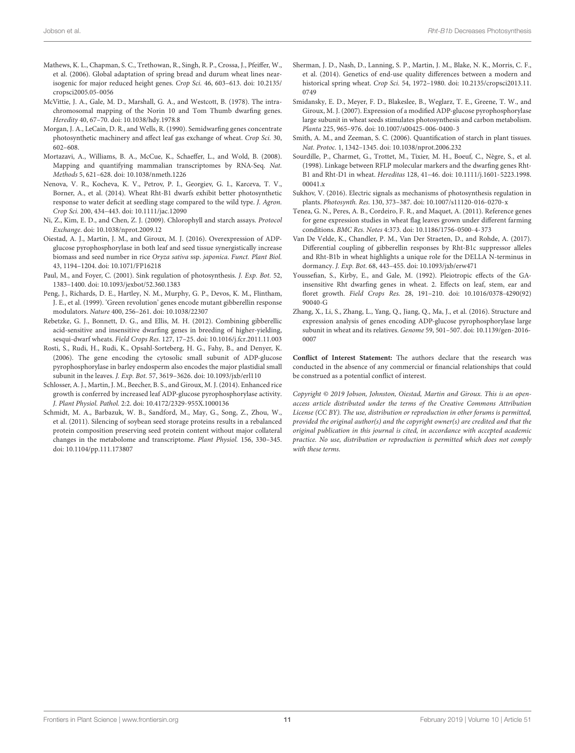Mathews, K. L., Chapman, S. C., Trethowan, R., Singh, R. P., Crossa, J., Pfeiffer, W., et al. (2006). Global adaptation of spring bread and durum wheat lines near-isogenic for major reduced height genes. *Crop Sci.* 46, 603–613. doi: 10.2135/cropsci2005.05-0056

McVittie, J. A., Gale, M. D., Marshall, G. A., and Westcott, B. (1978). The intra-chromosomal mapping of the Norin 10 and Tom Thumb dwarfing genes. *Heredity* 40, 67–70. doi: 10.1038/hdy.1978.8

Morgan, J. A., LeCain, D. R., and Wells, R. (1990). Semidwarfing genes concentrate photosynthetic machinery and affect leaf gas exchange of wheat. *Crop Sci.* 30, 602–608.

Mortazavi, A., Williams, B. A., McCue, K., Schaeffer, L., and Wold, B. (2008). Mapping and quantifying mammalian transcriptomes by RNA-Seq. *Nat. Methods* 5, 621–628. doi: 10.1038/nmeth.1226

Nenova, V. R., Kocheva, K. V., Petrov, P. I., Georgiev, G. I., Karceva, T. V., Borner, A., et al. (2014). Wheat Rht-B1 dwarfs exhibit better photosynthetic response to water deficit at seedling stage compared to the wild type. *J. Agron. Crop Sci.* 200, 434–443. doi: 10.1111/jac.12090

Ni, Z., Kim, E. D., and Chen, Z. J. (2009). Chlorophyll and starch assays. *Protocol Exchange*. doi: 10.1038/nprot.2009.12

Oiestad, A. J., Martin, J. M., and Giroux, M. J. (2016). Overexpression of ADP-glucose pyrophosphorylase in both leaf and seed tissue synergistically increase biomass and seed number in rice *Oryza sativa* ssp. *japonica*. *Funct. Plant Biol.* 43, 1194–1204. doi: 10.1071/FP16218

Paul, M., and Foyer, C. (2001). Sink regulation of photosynthesis. *J. Exp. Bot.* 52, 1383–1400. doi: 10.1093/jexbot/52.360.1383

Peng, J., Richards, D. E., Hartley, N. M., Murphy, G. P., Devos, K. M., Flintham, J. E., et al. (1999). 'Green revolution' genes encode mutant gibberellin response modulators. *Nature* 400, 256–261. doi: 10.1038/22307

Rebetzke, G. J., Bonnett, D. G., and Ellis, M. H. (2012). Combining gibberellic acid-sensitive and insensitive dwarfing genes in breeding of higher-yielding, sesqui-dwarf wheats. *Field Crops Res.* 127, 17–25. doi: 10.1016/j.fcr.2011.11.003

Rosti, S., Rudi, H., Rudi, K., Opsahl-Sorteberg, H. G., Fahy, B., and Denyer, K. (2006). The gene encoding the cytosolic small subunit of ADP-glucose pyrophosphorylase in barley endosperm also encodes the major plastidial small subunit in the leaves. *J. Exp. Bot.* 57, 3619–3626. doi: 10.1093/jxb/erl110

Schlosser, A. J., Martin, J. M., Beecher, B. S., and Giroux, M. J. (2014). Enhanced rice growth is conferred by increased leaf ADP-glucose pyrophosphorylase activity. *J. Plant Physiol. Pathol.* 2:2. doi: 10.4172/2329-955X.1000136

Schmidt, M. A., Barbazuk, W. B., Sandford, M., May, G., Song, Z., Zhou, W., et al. (2011). Silencing of soybean seed storage proteins results in a rebalanced protein composition preserving seed protein content without major collateral changes in the metabolome and transcriptome. *Plant Physiol.* 156, 330–345. doi: 10.1104/pp.111.173807

Sherman, J. D., Nash, D., Lanning, S. P., Martin, J. M., Blake, N. K., Morris, C. F., et al. (2014). Genetics of end-use quality differences between a modern and historical spring wheat. *Crop Sci.* 54, 1972–1980. doi: 10.2135/cropsci2013.11.0749

Smidansky, E. D., Meyer, F. D., Blakeslee, B., Weglarz, T. E., Greene, T. W., and Giroux, M. J. (2007). Expression of a modified ADP-glucose pyrophosphorylase large subunit in wheat seeds stimulates photosynthesis and carbon metabolism. *Planta* 225, 965–976. doi: 10.1007/s00425-006-0400-3

Smith, A. M., and Zeeman, S. C. (2006). Quantification of starch in plant tissues. *Nat. Protoc.* 1, 1342–1345. doi: 10.1038/nprot.2006.232

Sourdille, P., Charmet, G., Trottet, M., Tixier, M. H., Boeuf, C., Nègre, S., et al. (1998). Linkage between RFLP molecular markers and the dwarfing genes Rht-B1 and Rht-D1 in wheat. *Hereditas* 128, 41–46. doi: 10.1111/j.1601-5223.1998.00041.x

Sukhov, V. (2016). Electric signals as mechanisms of photosynthesis regulation in plants. *Photosynth. Res.* 130, 373–387. doi: 10.1007/s11120-016-0270-x

Tenea, G. N., Peres, A. B., Cordeiro, F. R., and Maquet, A. (2011). Reference genes for gene expression studies in wheat flag leaves grown under different farming conditions. *BMC Res. Notes* 4:373. doi: 10.1186/1756-0500-4-373

Van De Velde, K., Chandler, P. M., Van Der Straeten, D., and Rohde, A. (2017). Differential coupling of gibberellin responses by Rht-B1c suppressor alleles and Rht-B1b in wheat highlights a unique role for the DELLA N-terminus in dormancy. *J. Exp. Bot.* 68, 443–455. doi: 10.1093/jxb/erw471

Youssefian, S., Kirby, E., and Gale, M. (1992). Pleiotropic effects of the GA-insensitive Rht dwarfing genes in wheat. 2. Effects on leaf, stem, ear and floret growth. *Field Crops Res.* 28, 191–210. doi: 10.1016/0378-4290(92)90040-G

Zhang, X., Li, S., Zhang, L., Yang, Q., Jiang, Q., Ma, J., et al. (2016). Structure and expression analysis of genes encoding ADP-glucose pyrophosphorylase large subunit in wheat and its relatives. *Genome* 59, 501–507. doi: 10.1139/gen-2016-0007

**Conflict of Interest Statement:** The authors declare that the research was conducted in the absence of any commercial or financial relationships that could be construed as a potential conflict of interest.

*Copyright © 2019 Jobson, Johnston, Oiestad, Martin and Giroux. This is an open-access article distributed under the terms of the Creative Commons Attribution License (CC BY). The use, distribution or reproduction in other forums is permitted, provided the original author(s) and the copyright owner(s) are credited and that the original publication in this journal is cited, in accordance with accepted academic practice. No use, distribution or reproduction is permitted which does not comply with these terms.*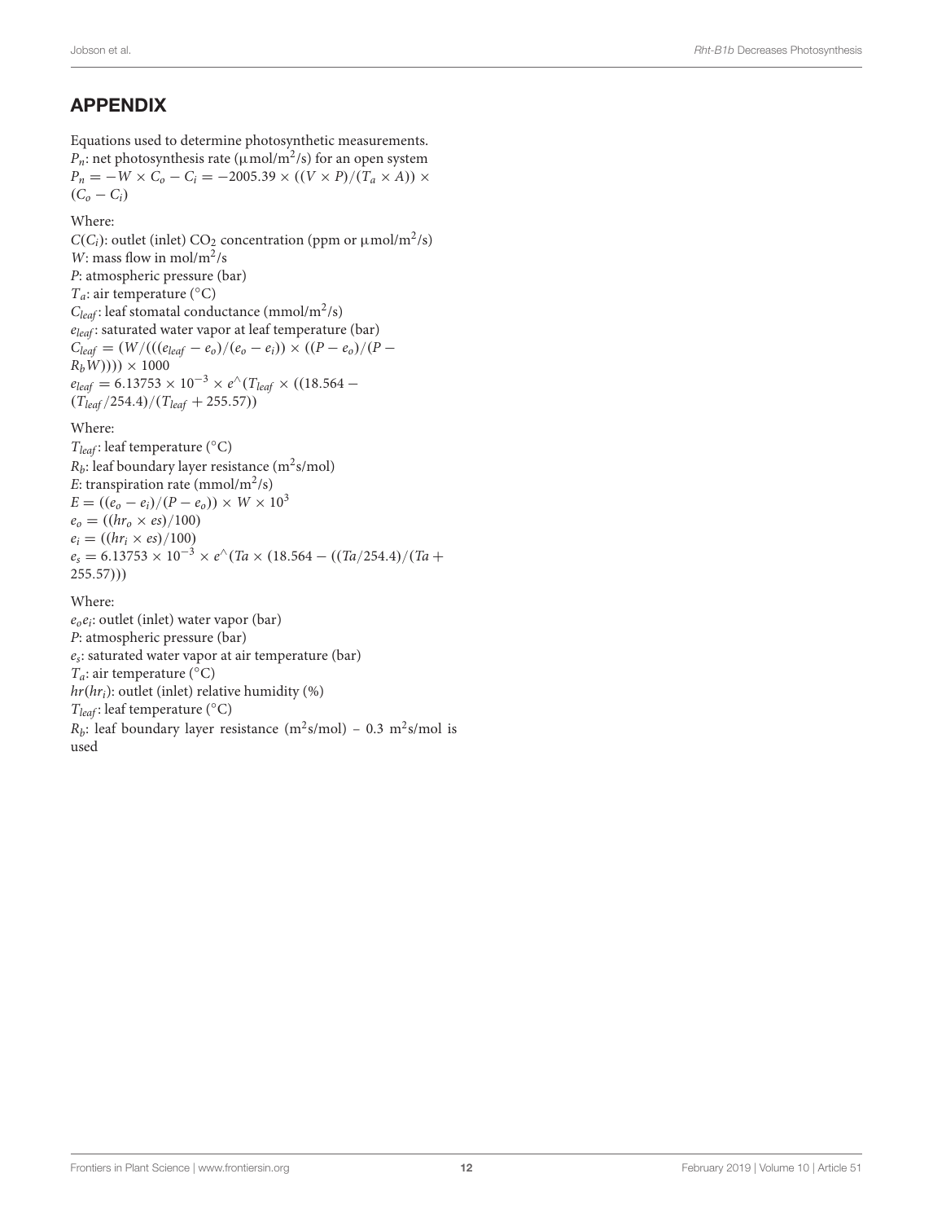## APPENDIX

Equations used to determine photosynthetic measurements.

$P_n$: net photosynthesis rate ($\mu$mol/m$^2$/s) for an open system

$P_n = -W \times C_o - C_i = -2005.39 \times ((V \times P)/(T_a \times A)) \times (C_o - C_i)$

Where:

$C(C_i)$: outlet (inlet) $CO_2$ concentration (ppm or $\mu$mol/m$^2$/s)

$W$: mass flow in mol/m$^2$/s

$P$: atmospheric pressure (bar)

$T_a$: air temperature (°C)

$C_{leaf}$: leaf stomatal conductance (mmol/m$^2$/s)

$e_{leaf}$: saturated water vapor at leaf temperature (bar)

$C_{leaf} = (W/(((e_{leaf} - e_o)/(e_o - e_i)) \times ((P - e_o)/(P - R_b W)))) \times 1000$

$e_{leaf} = 6.13753 \times 10^{-3} \times e^{\wedge}(T_{leaf} \times ((18.564 - (T_{leaf}/254.4)/(T_{leaf} + 255.57))$

Where:

$T_{leaf}$: leaf temperature (°C)

$R_b$: leaf boundary layer resistance (m$^2$s/mol)

$E$: transpiration rate (mmol/m$^2$/s)

$E = ((e_o - e_i)/(P - e_o)) \times W \times 10^3$

$e_o = ((hr_o \times es)/100)$

$e_i = ((hr_i \times es)/100)$

$e_s = 6.13753 \times 10^{-3} \times e^{\wedge}(Ta \times (18.564 - ((Ta/254.4)/(Ta + 255.57)))$

Where:

$e_o e_i$: outlet (inlet) water vapor (bar)

$P$: atmospheric pressure (bar)

$e_s$: saturated water vapor at air temperature (bar)

$T_a$: air temperature (°C)

$hr(hr_i)$: outlet (inlet) relative humidity (%)

$T_{leaf}$: leaf temperature (°C)

$R_b$: leaf boundary layer resistance (m$^2$s/mol) – 0.3 m$^2$s/mol is used